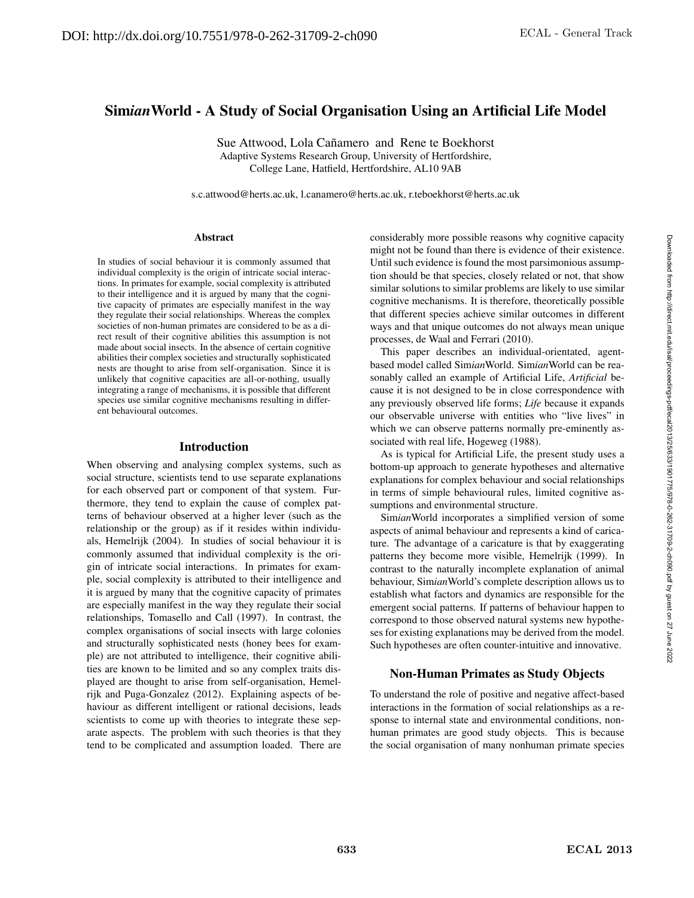# Sim*ian*World - A Study of Social Organisation Using an Artificial Life Model

Sue Attwood, Lola Cañamero and Rene te Boekhorst
Adaptive Systems Research Group, University of Hertfordshire,
College Lane, Hatfield, Hertfordshire, AL10 9AB

s.c.attwood@herts.ac.uk, l.canamero@herts.ac.uk, r.teboekhorst@herts.ac.uk

### Abstract

In studies of social behaviour it is commonly assumed that individual complexity is the origin of intricate social interactions. In primates for example, social complexity is attributed to their intelligence and it is argued by many that the cognitive capacity of primates are especially manifest in the way they regulate their social relationships. Whereas the complex societies of non-human primates are considered to be as a direct result of their cognitive abilities this assumption is not made about social insects. In the absence of certain cognitive abilities their complex societies and structurally sophisticated nests are thought to arise from self-organisation. Since it is unlikely that cognitive capacities are all-or-nothing, usually integrating a range of mechanisms, it is possible that different species use similar cognitive mechanisms resulting in different behavioural outcomes.

## Introduction

When observing and analysing complex systems, such as social structure, scientists tend to use separate explanations for each observed part or component of that system. Furthermore, they tend to explain the cause of complex patterns of behaviour observed at a higher lever (such as the relationship or the group) as if it resides within individuals, Hemelrijk (2004). In studies of social behaviour it is commonly assumed that individual complexity is the origin of intricate social interactions. In primates for example, social complexity is attributed to their intelligence and it is argued by many that the cognitive capacity of primates are especially manifest in the way they regulate their social relationships, Tomasello and Call (1997). In contrast, the complex organisations of social insects with large colonies and structurally sophisticated nests (honey bees for example) are not attributed to intelligence, their cognitive abilities are known to be limited and so any complex traits displayed are thought to arise from self-organisation, Hemelrijk and Puga-Gonzalez (2012). Explaining aspects of behaviour as different intelligent or rational decisions, leads scientists to come up with theories to integrate these separate aspects. The problem with such theories is that they tend to be complicated and assumption loaded. There are considerably more possible reasons why cognitive capacity might not be found than there is evidence of their existence. Until such evidence is found the most parsimonious assumption should be that species, closely related or not, that show similar solutions to similar problems are likely to use similar cognitive mechanisms. It is therefore, theoretically possible that different species achieve similar outcomes in different ways and that unique outcomes do not always mean unique processes, de Waal and Ferrari (2010).

This paper describes an individual-orientated, agent-based model called Sim*ian*World. Sim*ian*World can be reasonably called an example of Artificial Life, *Artificial* because it is not designed to be in close correspondence with any previously observed life forms; *Life* because it expands our observable universe with entities who "live lives" in which we can observe patterns normally pre-eminently associated with real life, Hogeweg (1988).

As is typical for Artificial Life, the present study uses a bottom-up approach to generate hypotheses and alternative explanations for complex behaviour and social relationships in terms of simple behavioural rules, limited cognitive assumptions and environmental structure.

Sim*ian*World incorporates a simplified version of some aspects of animal behaviour and represents a kind of caricature. The advantage of a caricature is that by exaggerating patterns they become more visible, Hemelrijk (1999). In contrast to the naturally incomplete explanation of animal behaviour, Sim*ian*World's complete description allows us to establish what factors and dynamics are responsible for the emergent social patterns. If patterns of behaviour happen to correspond to those observed natural systems new hypotheses for existing explanations may be derived from the model. Such hypotheses are often counter-intuitive and innovative.

## Non-Human Primates as Study Objects

To understand the role of positive and negative affect-based interactions in the formation of social relationships as a response to internal state and environmental conditions, non-human primates are good study objects. This is because the social organisation of many nonhuman primate species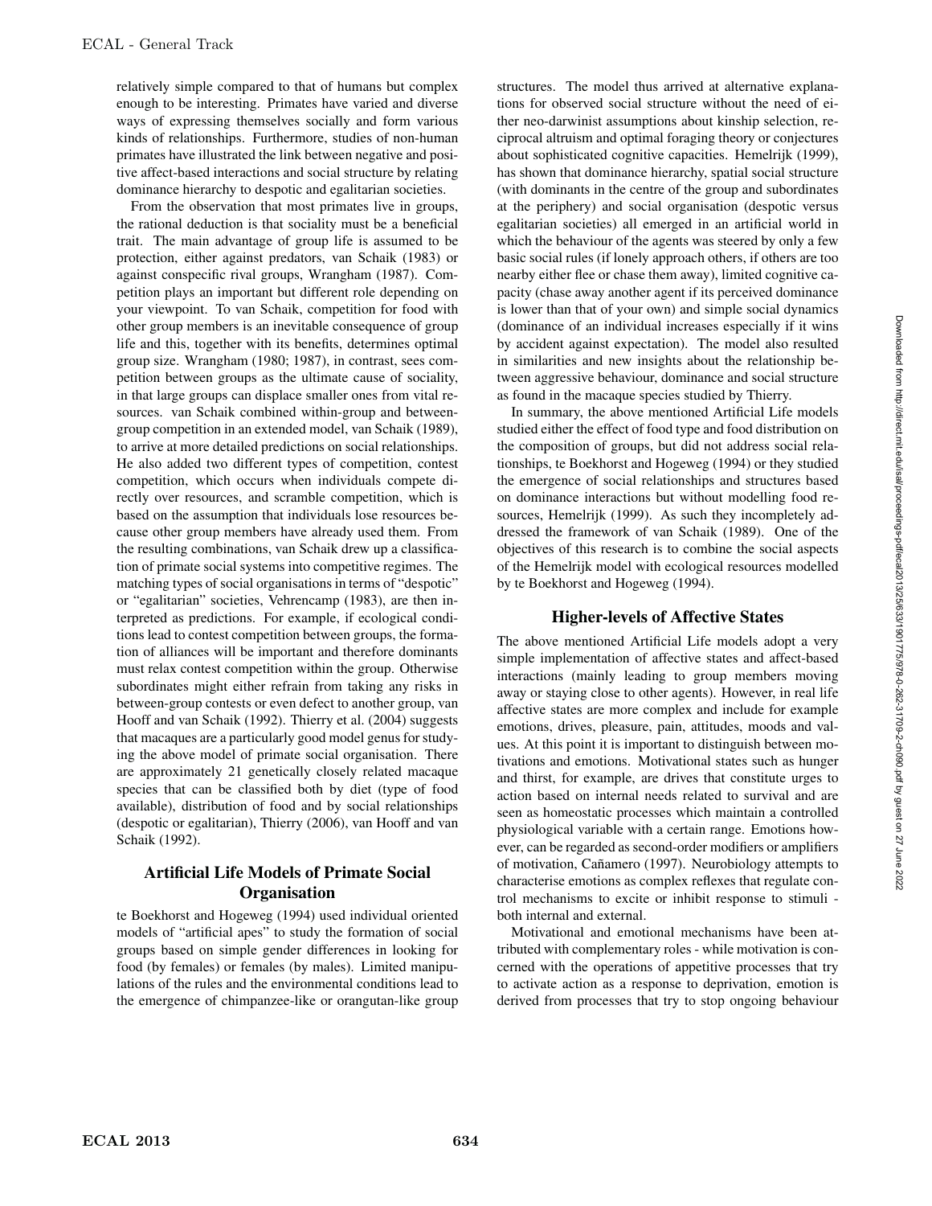relatively simple compared to that of humans but complex enough to be interesting. Primates have varied and diverse ways of expressing themselves socially and form various kinds of relationships. Furthermore, studies of non-human primates have illustrated the link between negative and positive affect-based interactions and social structure by relating dominance hierarchy to despotic and egalitarian societies.

From the observation that most primates live in groups, the rational deduction is that sociality must be a beneficial trait. The main advantage of group life is assumed to be protection, either against predators, van Schaik (1983) or against conspecific rival groups, Wrangham (1987). Competition plays an important but different role depending on your viewpoint. To van Schaik, competition for food with other group members is an inevitable consequence of group life and this, together with its benefits, determines optimal group size. Wrangham (1980; 1987), in contrast, sees competition between groups as the ultimate cause of sociality, in that large groups can displace smaller ones from vital resources. van Schaik combined within-group and between-group competition in an extended model, van Schaik (1989), to arrive at more detailed predictions on social relationships. He also added two different types of competition, contest competition, which occurs when individuals compete directly over resources, and scramble competition, which is based on the assumption that individuals lose resources because other group members have already used them. From the resulting combinations, van Schaik drew up a classification of primate social systems into competitive regimes. The matching types of social organisations in terms of "despotic" or "egalitarian" societies, Vehrencamp (1983), are then interpreted as predictions. For example, if ecological conditions lead to contest competition between groups, the formation of alliances will be important and therefore dominants must relax contest competition within the group. Otherwise subordinates might either refrain from taking any risks in between-group contests or even defect to another group, van Hooff and van Schaik (1992). Thierry et al. (2004) suggests that macaques are a particularly good model genus for studying the above model of primate social organisation. There are approximately 21 genetically closely related macaque species that can be classified both by diet (type of food available), distribution of food and by social relationships (despotic or egalitarian), Thierry (2006), van Hooff and van Schaik (1992).

## Artificial Life Models of Primate Social Organisation

te Boekhorst and Hogeweg (1994) used individual oriented models of "artificial apes" to study the formation of social groups based on simple gender differences in looking for food (by females) or females (by males). Limited manipulations of the rules and the environmental conditions lead to the emergence of chimpanzee-like or orangutan-like group structures. The model thus arrived at alternative explanations for observed social structure without the need of either neo-darwinist assumptions about kinship selection, reciprocal altruism and optimal foraging theory or conjectures about sophisticated cognitive capacities. Hemelrijk (1999), has shown that dominance hierarchy, spatial social structure (with dominants in the centre of the group and subordinates at the periphery) and social organisation (despotic versus egalitarian societies) all emerged in an artificial world in which the behaviour of the agents was steered by only a few basic social rules (if lonely approach others, if others are too nearby either flee or chase them away), limited cognitive capacity (chase away another agent if its perceived dominance is lower than that of your own) and simple social dynamics (dominance of an individual increases especially if it wins by accident against expectation). The model also resulted in similarities and new insights about the relationship between aggressive behaviour, dominance and social structure as found in the macaque species studied by Thierry.

In summary, the above mentioned Artificial Life models studied either the effect of food type and food distribution on the composition of groups, but did not address social relationships, te Boekhorst and Hogeweg (1994) or they studied the emergence of social relationships and structures based on dominance interactions but without modelling food resources, Hemelrijk (1999). As such they incompletely addressed the framework of van Schaik (1989). One of the objectives of this research is to combine the social aspects of the Hemelrijk model with ecological resources modelled by te Boekhorst and Hogeweg (1994).

## Higher-levels of Affective States

The above mentioned Artificial Life models adopt a very simple implementation of affective states and affect-based interactions (mainly leading to group members moving away or staying close to other agents). However, in real life affective states are more complex and include for example emotions, drives, pleasure, pain, attitudes, moods and values. At this point it is important to distinguish between motivations and emotions. Motivational states such as hunger and thirst, for example, are drives that constitute urges to action based on internal needs related to survival and are seen as homeostatic processes which maintain a controlled physiological variable with a certain range. Emotions however, can be regarded as second-order modifiers or amplifiers of motivation, Cañamero (1997). Neurobiology attempts to characterise emotions as complex reflexes that regulate control mechanisms to excite or inhibit response to stimuli - both internal and external.

Motivational and emotional mechanisms have been attributed with complementary roles - while motivation is concerned with the operations of appetitive processes that try to activate action as a response to deprivation, emotion is derived from processes that try to stop ongoing behaviour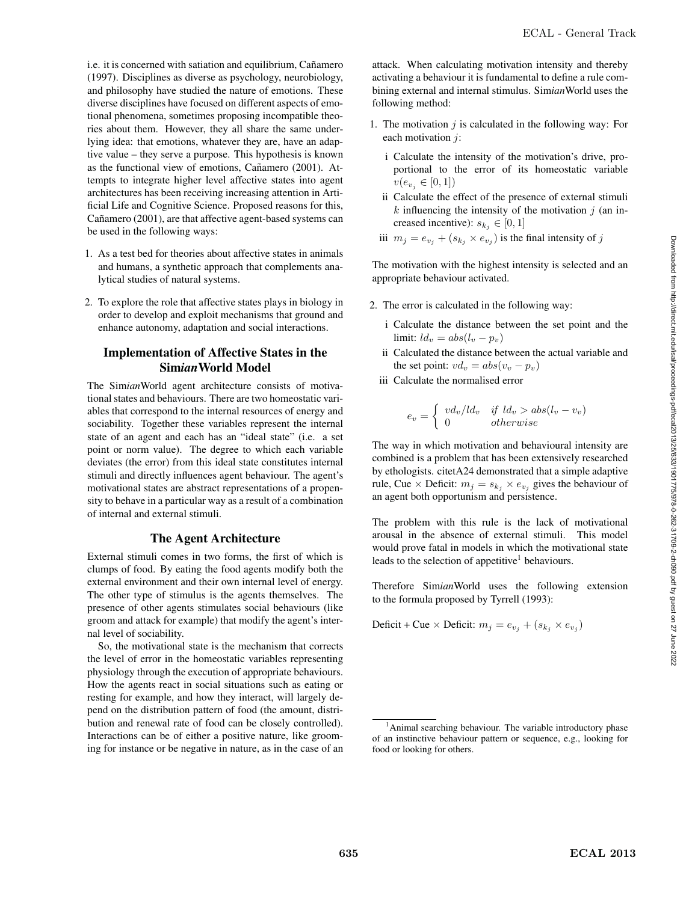i.e. it is concerned with satiation and equilibrium, Cañamero (1997). Disciplines as diverse as psychology, neurobiology, and philosophy have studied the nature of emotions. These diverse disciplines have focused on different aspects of emotional phenomena, sometimes proposing incompatible theories about them. However, they all share the same underlying idea: that emotions, whatever they are, have an adaptive value – they serve a purpose. This hypothesis is known as the functional view of emotions, Cañamero (2001). Attempts to integrate higher level affective states into agent architectures has been receiving increasing attention in Artificial Life and Cognitive Science. Proposed reasons for this, Cañamero (2001), are that affective agent-based systems can be used in the following ways:

1. As a test bed for theories about affective states in animals and humans, a synthetic approach that complements analytical studies of natural systems.
2. To explore the role that affective states plays in biology in order to develop and exploit mechanisms that ground and enhance autonomy, adaptation and social interactions.

## Implementation of Affective States in the Sim*ian*World Model

The Sim*ian*World agent architecture consists of motivational states and behaviours. There are two homeostatic variables that correspond to the internal resources of energy and sociability. Together these variables represent the internal state of an agent and each has an "ideal state" (i.e. a set point or norm value). The degree to which each variable deviates (the error) from this ideal state constitutes internal stimuli and directly influences agent behaviour. The agent's motivational states are abstract representations of a propensity to behave in a particular way as a result of a combination of internal and external stimuli.

### The Agent Architecture

External stimuli comes in two forms, the first of which is clumps of food. By eating the food agents modify both the external environment and their own internal level of energy. The other type of stimulus is the agents themselves. The presence of other agents stimulates social behaviours (like groom and attack for example) that modify the agent's internal level of sociability.

So, the motivational state is the mechanism that corrects the level of error in the homeostatic variables representing physiology through the execution of appropriate behaviours. How the agents react in social situations such as eating or resting for example, and how they interact, will largely depend on the distribution pattern of food (the amount, distribution and renewal rate of food can be closely controlled). Interactions can be of either a positive nature, like grooming for instance or be negative in nature, as in the case of an attack. When calculating motivation intensity and thereby activating a behaviour it is fundamental to define a rule combining external and internal stimulus. Sim*ian*World uses the following method:

1. The motivation $j$ is calculated in the following way: For each motivation $j$:
   i Calculate the intensity of the motivation's drive, proportional to the error of its homeostatic variable $v(e_{v_j} \in [0, 1])$
   ii Calculate the effect of the presence of external stimuli $k$ influencing the intensity of the motivation $j$ (an increased incentive): $s_{k_j} \in [0, 1]$
   iii $m_j = e_{v_j} + (s_{k_j} \times e_{v_j})$ is the final intensity of $j$

The motivation with the highest intensity is selected and an appropriate behaviour activated.

2. The error is calculated in the following way:
   i Calculate the distance between the set point and the limit: $ld_v = abs(l_v - p_v)$
   ii Calculated the distance between the actual variable and the set point: $vd_v = abs(v_v - p_v)$
   iii Calculate the normalised error

$$e_v = \begin{cases} vd_v/ld_v & if\ ld_v > abs(l_v - v_v) \\ 0 & otherwise \end{cases}$$

The way in which motivation and behavioural intensity are combined is a problem that has been extensively researched by ethologists. citetA24 demonstrated that a simple adaptive rule, Cue × Deficit: $m_j = s_{k_j} \times e_{v_j}$ gives the behaviour of an agent both opportunism and persistence.

The problem with this rule is the lack of motivational arousal in the absence of external stimuli. This model would prove fatal in models in which the motivational state leads to the selection of appetitive[1] behaviours.

Therefore Sim*ian*World uses the following extension to the formula proposed by Tyrrell (1993):

Deficit + Cue × Deficit: $m_j = e_{v_j} + (s_{k_j} \times e_{v_j})$

[1] Animal searching behaviour. The variable introductory phase of an instinctive behaviour pattern or sequence, e.g., looking for food or looking for others.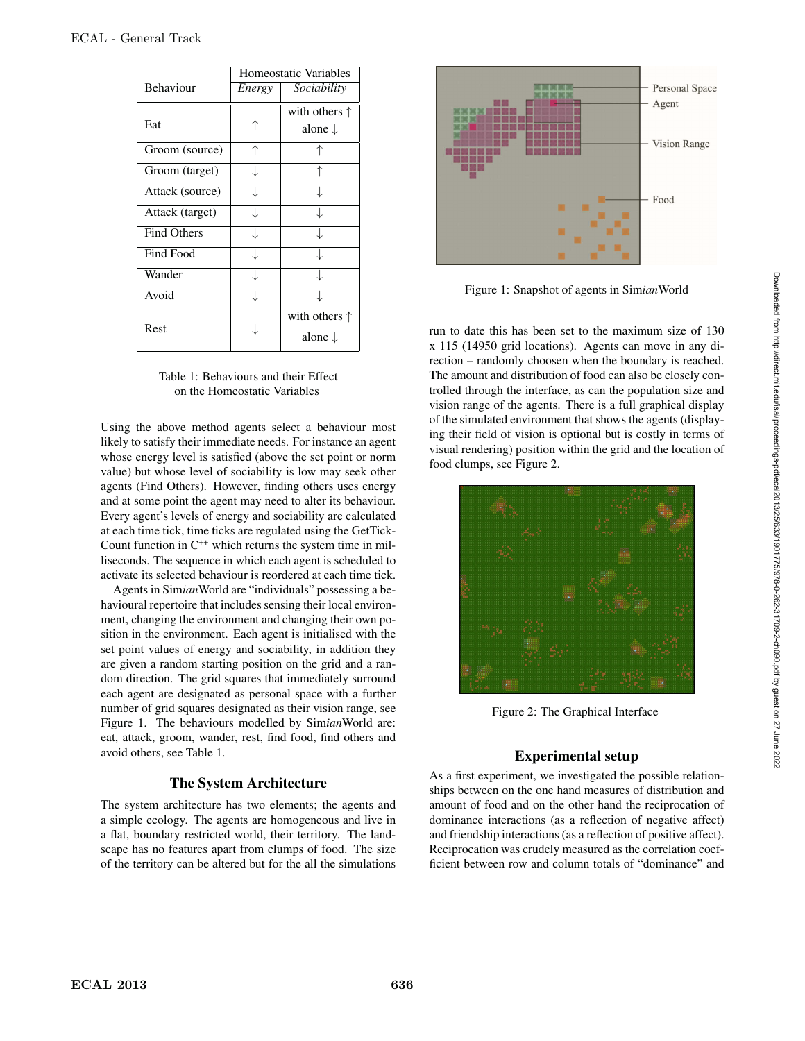| Behaviour | Homeostatic Variables | |
|---|---|---|
| | *Energy* | *Sociability* |
| Eat | ↑ | with others ↑<br>alone ↓ |
| Groom (source) | ↑ | ↑ |
| Groom (target) | ↓ | ↑ |
| Attack (source) | ↓ | ↓ |
| Attack (target) | ↓ | ↓ |
| Find Others | ↓ | ↓ |
| Find Food | ↓ | ↓ |
| Wander | ↓ | ↓ |
| Avoid | ↓ | ↓ |
| Rest | ↓ | with others ↑<br>alone ↓ |

Table 1: Behaviours and their Effect on the Homeostatic Variables

Using the above method agents select a behaviour most likely to satisfy their immediate needs. For instance an agent whose energy level is satisfied (above the set point or norm value) but whose level of sociability is low may seek other agents (Find Others). However, finding others uses energy and at some point the agent may need to alter its behaviour. Every agent's levels of energy and sociability are calculated at each time tick, time ticks are regulated using the GetTickCount function in C++ which returns the system time in milliseconds. The sequence in which each agent is scheduled to activate its selected behaviour is reordered at each time tick.

Agents in Sim*ian*World are "individuals" possessing a behavioural repertoire that includes sensing their local environment, changing the environment and changing their own position in the environment. Each agent is initialised with the set point values of energy and sociability, in addition they are given a random starting position on the grid and a random direction. The grid squares that immediately surround each agent are designated as personal space with a further number of grid squares designated as their vision range, see Figure 1. The behaviours modelled by Sim*ian*World are: eat, attack, groom, wander, rest, find food, find others and avoid others, see Table 1.

## The System Architecture

The system architecture has two elements; the agents and a simple ecology. The agents are homogeneous and live in a flat, boundary restricted world, their territory. The landscape has no features apart from clumps of food. The size of the territory can be altered but for the all the simulations run to date this has been set to the maximum size of 130 x 115 (14950 grid locations). Agents can move in any direction – randomly choosen when the boundary is reached. The amount and distribution of food can also be closely controlled through the interface, as can the population size and vision range of the agents. There is a full graphical display of the simulated environment that shows the agents (displaying their field of vision is optional but is costly in terms of visual rendering) position within the grid and the location of food clumps, see Figure 2.

Figure 1: Snapshot of agents in Sim*ian*World

Figure 2: The Graphical Interface

## Experimental setup

As a first experiment, we investigated the possible relationships between on the one hand measures of distribution and amount of food and on the other hand the reciprocation of dominance interactions (as a reflection of negative affect) and friendship interactions (as a reflection of positive affect). Reciprocation was crudely measured as the correlation coefficient between row and column totals of "dominance" and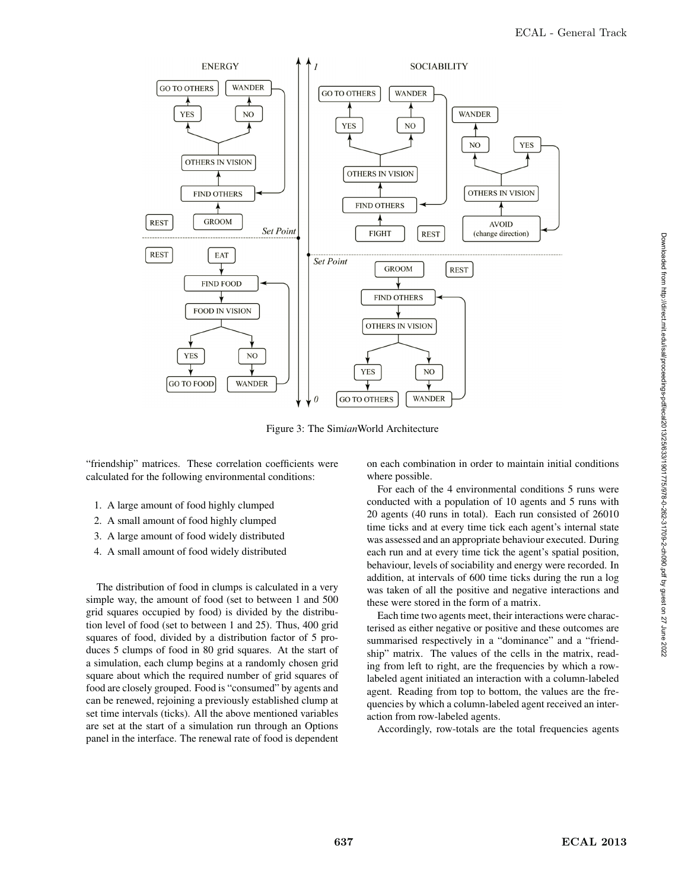Figure 3: The Sim*ian*World Architecture

"friendship" matrices. These correlation coefficients were calculated for the following environmental conditions:

1. A large amount of food highly clumped
2. A small amount of food highly clumped
3. A large amount of food widely distributed
4. A small amount of food widely distributed

The distribution of food in clumps is calculated in a very simple way, the amount of food (set to between 1 and 500 grid squares occupied by food) is divided by the distribution level of food (set to between 1 and 25). Thus, 400 grid squares of food, divided by a distribution factor of 5 produces 5 clumps of food in 80 grid squares. At the start of a simulation, each clump begins at a randomly chosen grid square about which the required number of grid squares of food are closely grouped. Food is "consumed" by agents and can be renewed, rejoining a previously established clump at set time intervals (ticks). All the above mentioned variables are set at the start of a simulation run through an Options panel in the interface. The renewal rate of food is dependent on each combination in order to maintain initial conditions where possible.

For each of the 4 environmental conditions 5 runs were conducted with a population of 10 agents and 5 runs with 20 agents (40 runs in total). Each run consisted of 26010 time ticks and at every time tick each agent's internal state was assessed and an appropriate behaviour executed. During each run and at every time tick the agent's spatial position, behaviour, levels of sociability and energy were recorded. In addition, at intervals of 600 time ticks during the run a log was taken of all the positive and negative interactions and these were stored in the form of a matrix.

Each time two agents meet, their interactions were characterised as either negative or positive and these outcomes are summarised respectively in a "dominance" and a "friendship" matrix. The values of the cells in the matrix, reading from left to right, are the frequencies by which a row-labeled agent initiated an interaction with a column-labeled agent. Reading from top to bottom, the values are the frequencies by which a column-labeled agent received an interaction from row-labeled agents.

Accordingly, row-totals are the total frequencies agents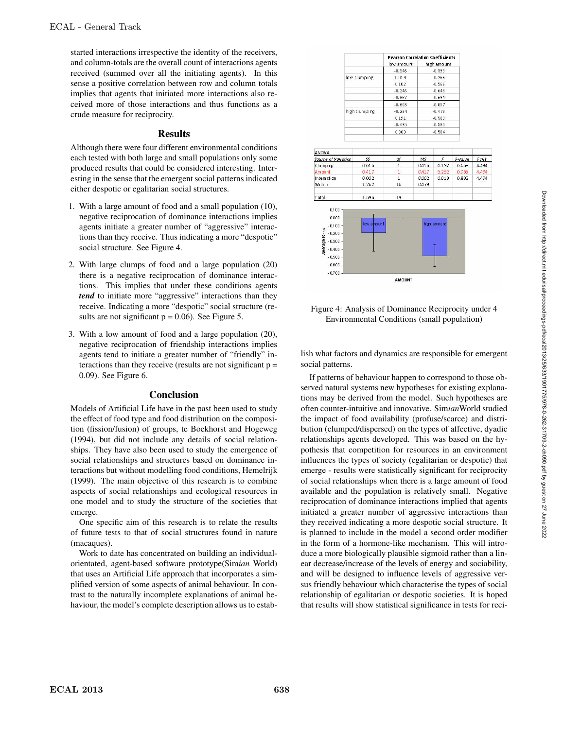started interactions irrespective the identity of the receivers, and column-totals are the overall count of interactions agents received (summed over all the initiating agents). In this sense a positive correlation between row and column totals implies that agents that initiated more interactions also received more of those interactions and thus functions as a crude measure for reciprocity.

## Results

Although there were four different environmental conditions each tested with both large and small populations only some produced results that could be considered interesting. Interesting in the sense that the emergent social patterns indicated either despotic or egalitarian social structures.

1. With a large amount of food and a small population (10), negative reciprocation of dominance interactions implies agents initiate a greater number of "aggressive" interactions than they receive. Thus indicating a more "despotic" social structure. See Figure 4.

2. With large clumps of food and a large population (20) there is a negative reciprocation of dominance interactions. This implies that under these conditions agents ***tend*** to initiate more "aggressive" interactions than they receive. Indicating a more "despotic" social structure (results are not significant p = 0.06). See Figure 5.

3. With a low amount of food and a large population (20), negative reciprocation of friendship interactions implies agents tend to initiate a greater number of "friendly" interactions than they receive (results are not significant p = 0.09). See Figure 6.

## Conclusion

Models of Artificial Life have in the past been used to study the effect of food type and food distribution on the composition (fission/fusion) of groups, te Boekhorst and Hogeweg (1994), but did not include any details of social relationships. They have also been used to study the emergence of social relationships and structures based on dominance interactions but without modelling food conditions, Hemelrijk (1999). The main objective of this research is to combine aspects of social relationships and ecological resources in one model and to study the structure of the societies that emerge.

One specific aim of this research is to relate the results of future tests to that of social structures found in nature (macaques).

Work to date has concentrated on building an individual-orientated, agent-based software prototype(Sim*ian* World) that uses an Artificial Life approach that incorporates a simplified version of some aspects of animal behaviour. In contrast to the naturally incomplete explanations of animal behaviour, the model's complete description allows us to establish what factors and dynamics are responsible for emergent social patterns.

| | Pearson Correlation Coefficients | |
|---|---|---|
| | low amount | high amount |
| low clumping | -0.546 | -0.395 |
| | 0.014 | -0.266 |
| | 0.102 | -0.566 |
| | -0.246 | -0.648 |
| | -0.362 | -0.694 |
| high clumping | -0.608 | -0.057 |
| | -0.234 | -0.479 |
| | 0.191 | -0.503 |
| | -0.495 | -0.580 |
| | 0.303 | -0.584 |

ANOVA

| Source of Variation | SS | df | MS | F | P-value | F crit |
|---|---|---|---|---|---|---|
| Clumping | 0.016 | 1 | 0.016 | 0.197 | 0.663 | 4.494 |
| Amount | 0.417 | 1 | 0.417 | 5.292 | 0.035 | 4.494 |
| Interaction | 0.002 | 1 | 0.002 | 0.019 | 0.892 | 4.494 |
| Within | 1.262 | 16 | 0.079 | | | |
| Total | 1.696 | 19 | | | | |

Figure 4: Analysis of Dominance Reciprocity under 4 Environmental Conditions (small population)

If patterns of behaviour happen to correspond to those observed natural systems new hypotheses for existing explanations may be derived from the model. Such hypotheses are often counter-intuitive and innovative. Sim*ian*World studied the impact of food availability (profuse/scarce) and distribution (clumped/dispersed) on the types of affective, dyadic relationships agents developed. This was based on the hypothesis that competition for resources in an environment influences the types of society (egalitarian or despotic) that emerge - results were statistically significant for reciprocity of social relationships when there is a large amount of food available and the population is relatively small. Negative reciprocation of dominance interactions implied that agents initiated a greater number of aggressive interactions than they received indicating a more despotic social structure. It is planned to include in the model a second order modifier in the form of a hormone-like mechanism. This will introduce a more biologically plausible sigmoid rather than a linear decrease/increase of the levels of energy and sociability, and will be designed to influence levels of aggressive versus friendly behaviour which characterise the types of social relationship of egalitarian or despotic societies. It is hoped that results will show statistical significance in tests for reci-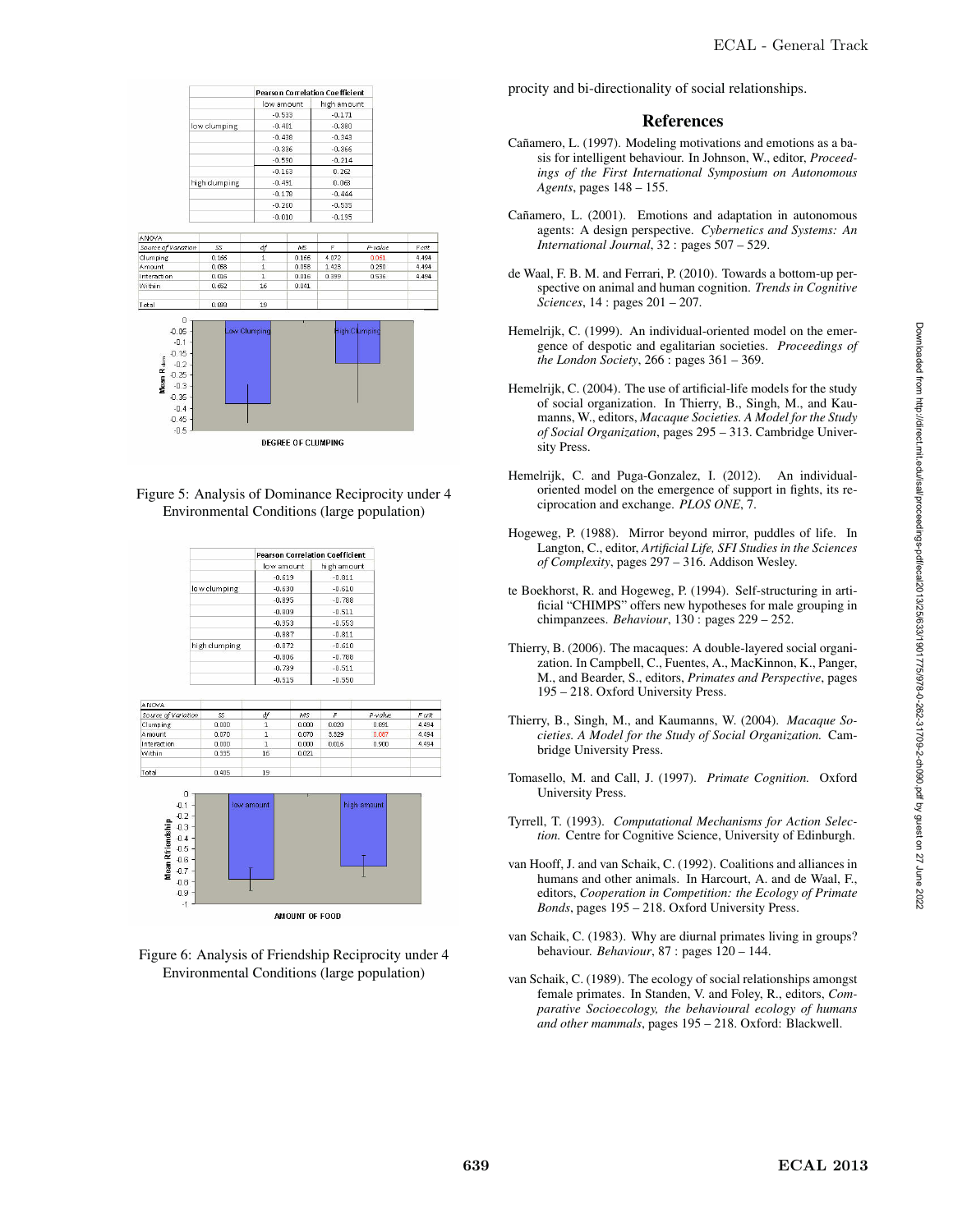| | Pearson Correlation Coefficient | |
|---|---|---|
| | low amount | high amount |
| low clumping | -0.533 | -0.171 |
| | -0.401 | -0.380 |
| | -0.438 | -0.343 |
| | -0.336 | -0.366 |
| | -0.590 | -0.214 |
| high clumping | -0.163 | 0.262 |
| | -0.491 | 0.068 |
| | -0.178 | -0.444 |
| | -0.260 | -0.535 |
| | -0.010 | -0.135 |

| ANOVA | | | | | | |
|---|---|---|---|---|---|---|
| Source of Variation | SS | df | MS | F | P-value | F crit |
| Clumping | 0.166 | 1 | 0.166 | 4.072 | 0.061 | 4.494 |
| Amount | 0.058 | 1 | 0.058 | 1.428 | 0.250 | 4.494 |
| Interaction | 0.016 | 1 | 0.016 | 0.399 | 0.536 | 4.494 |
| Within | 0.652 | 16 | 0.041 | | | |
| | | | | | | |
| Total | 0.893 | 19 | | | | |

Figure 5: Analysis of Dominance Reciprocity under 4 Environmental Conditions (large population)

| | Pearson Correlation Coefficient | |
|---|---|---|
| | low amount | high amount |
| low clumping | -0.619 | -0.811 |
| | -0.630 | -0.610 |
| | -0.895 | -0.788 |
| | -0.809 | -0.511 |
| | -0.953 | -0.553 |
| high clumping | -0.887 | -0.811 |
| | -0.872 | -0.610 |
| | -0.806 | -0.788 |
| | -0.739 | -0.511 |
| | -0.515 | -0.550 |

| ANOVA | | | | | | |
|---|---|---|---|---|---|---|
| Source of Variation | SS | df | MS | F | P-value | F crit |
| Clumping | 0.000 | 1 | 0.000 | 0.020 | 0.891 | 4.494 |
| Amount | 0.070 | 1 | 0.070 | 3.329 | 0.087 | 4.494 |
| Interaction | 0.000 | 1 | 0.000 | 0.016 | 0.900 | 4.494 |
| Within | 0.335 | 16 | 0.021 | | | |
| | | | | | | |
| Total | 0.405 | 19 | | | | |

Figure 6: Analysis of Friendship Reciprocity under 4 Environmental Conditions (large population)

procity and bi-directionality of social relationships.

## References

Cañamero, L. (1997). Modeling motivations and emotions as a basis for intelligent behaviour. In Johnson, W., editor, *Proceedings of the First International Symposium on Autonomous Agents*, pages 148 – 155.

Cañamero, L. (2001). Emotions and adaptation in autonomous agents: A design perspective. *Cybernetics and Systems: An International Journal*, 32 : pages 507 – 529.

de Waal, F. B. M. and Ferrari, P. (2010). Towards a bottom-up perspective on animal and human cognition. *Trends in Cognitive Sciences*, 14 : pages 201 – 207.

Hemelrijk, C. (1999). An individual-oriented model on the emergence of despotic and egalitarian societies. *Proceedings of the London Society*, 266 : pages 361 – 369.

Hemelrijk, C. (2004). The use of artificial-life models for the study of social organization. In Thierry, B., Singh, M., and Kaumanns, W., editors, *Macaque Societies. A Model for the Study of Social Organization*, pages 295 – 313. Cambridge University Press.

Hemelrijk, C. and Puga-Gonzalez, I. (2012). An individual-oriented model on the emergence of support in fights, its reciprocation and exchange. *PLOS ONE*, 7.

Hogeweg, P. (1988). Mirror beyond mirror, puddles of life. In Langton, C., editor, *Artificial Life, SFI Studies in the Sciences of Complexity*, pages 297 – 316. Addison Wesley.

te Boekhorst, R. and Hogeweg, P. (1994). Self-structuring in artificial "CHIMPS" offers new hypotheses for male grouping in chimpanzees. *Behaviour*, 130 : pages 229 – 252.

Thierry, B. (2006). The macaques: A double-layered social organization. In Campbell, C., Fuentes, A., MacKinnon, K., Panger, M., and Bearder, S., editors, *Primates and Perspective*, pages 195 – 218. Oxford University Press.

Thierry, B., Singh, M., and Kaumanns, W. (2004). *Macaque Societies. A Model for the Study of Social Organization.* Cambridge University Press.

Tomasello, M. and Call, J. (1997). *Primate Cognition.* Oxford University Press.

Tyrrell, T. (1993). *Computational Mechanisms for Action Selection.* Centre for Cognitive Science, University of Edinburgh.

van Hooff, J. and van Schaik, C. (1992). Coalitions and alliances in humans and other animals. In Harcourt, A. and de Waal, F., editors, *Cooperation in Competition: the Ecology of Primate Bonds*, pages 195 – 218. Oxford University Press.

van Schaik, C. (1983). Why are diurnal primates living in groups? behaviour. *Behaviour*, 87 : pages 120 – 144.

van Schaik, C. (1989). The ecology of social relationships amongst female primates. In Standen, V. and Foley, R., editors, *Comparative Socioecology, the behavioural ecology of humans and other mammals*, pages 195 – 218. Oxford: Blackwell.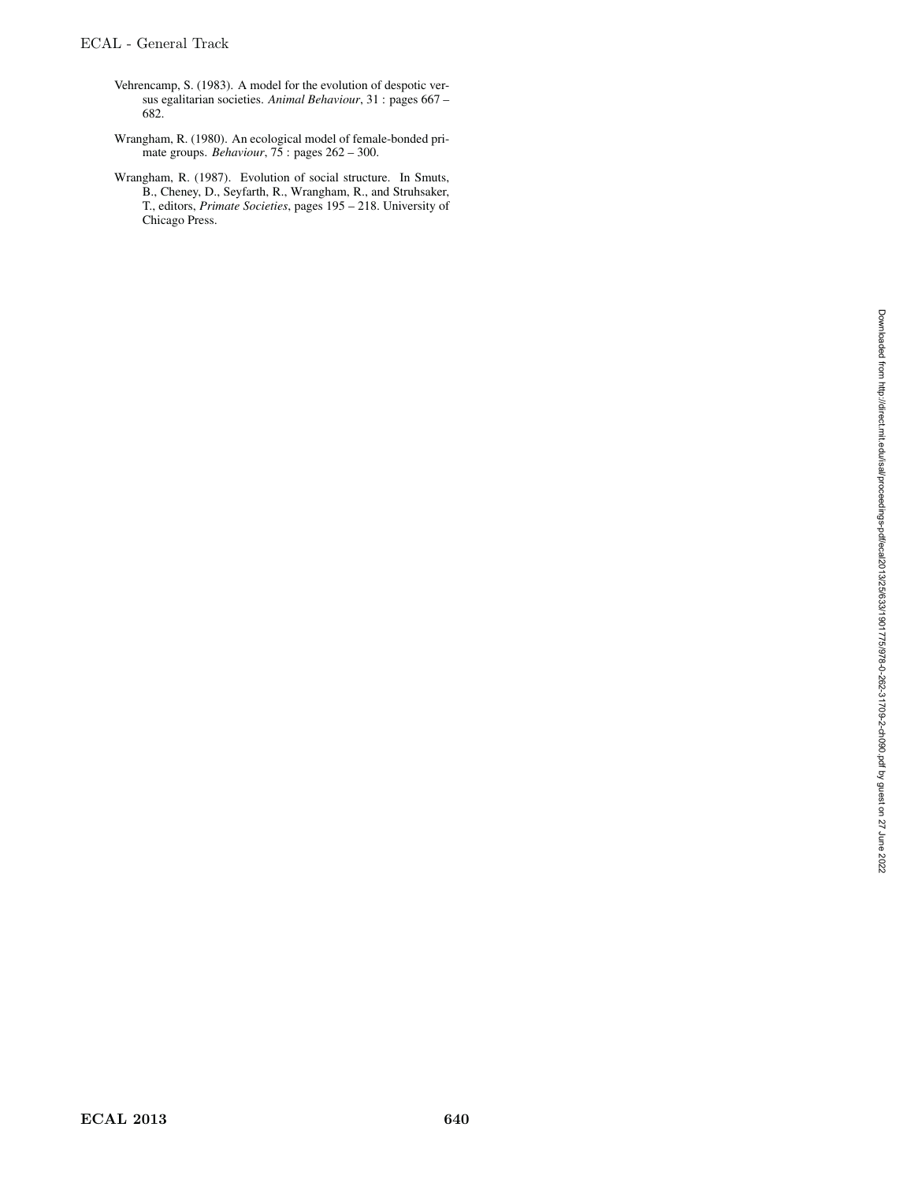Vehrencamp, S. (1983). A model for the evolution of despotic versus egalitarian societies. *Animal Behaviour*, 31 : pages 667 – 682.

Wrangham, R. (1980). An ecological model of female-bonded primate groups. *Behaviour*, 75 : pages 262 – 300.

Wrangham, R. (1987). Evolution of social structure. In Smuts, B., Cheney, D., Seyfarth, R., Wrangham, R., and Struhsaker, T., editors, *Primate Societies*, pages 195 – 218. University of Chicago Press.